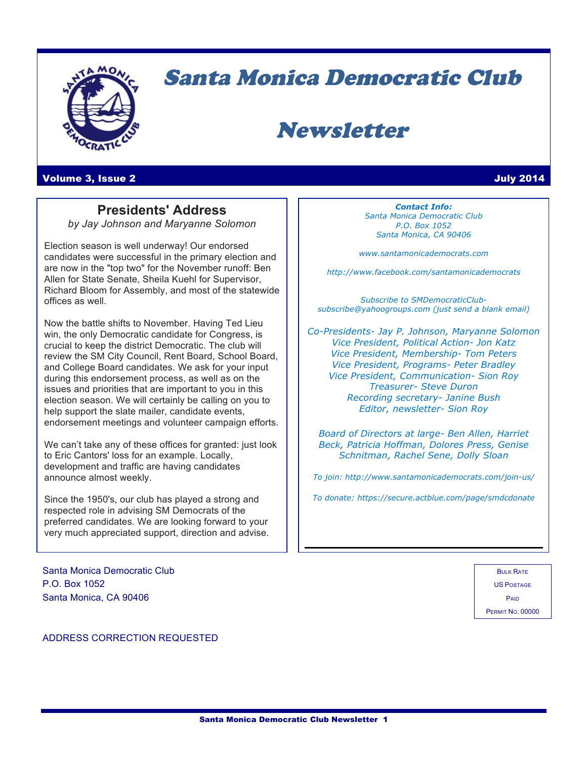# Santa Monica Democratic Club

# Newsletter

**Volume 3, Issue 2** **July 2014**

## Presidents' Address

*by Jay Johnson and Maryanne Solomon*

Election season is well underway! Our endorsed candidates were successful in the primary election and are now in the "top two" for the November runoff: Ben Allen for State Senate, Sheila Kuehl for Supervisor, Richard Bloom for Assembly, and most of the statewide offices as well.

Now the battle shifts to November. Having Ted Lieu win, the only Democratic candidate for Congress, is crucial to keep the district Democratic. The club will review the SM City Council, Rent Board, School Board, and College Board candidates. We ask for your input during this endorsement process, as well as on the issues and priorities that are important to you in this election season. We will certainly be calling on you to help support the slate mailer, candidate events, endorsement meetings and volunteer campaign efforts.

We can't take any of these offices for granted: just look to Eric Cantors' loss for an example. Locally, development and traffic are having candidates announce almost weekly.

Since the 1950's, our club has played a strong and respected role in advising SM Democrats of the preferred candidates. We are looking forward to your very much appreciated support, direction and advise.

***Contact Info:***
*Santa Monica Democratic Club*
*P.O. Box 1052*
*Santa Monica, CA 90406*

*www.santamonicademocrats.com*

*http://www.facebook.com/santamonicademocrats*

*Subscribe to SMDemocraticClub-subscribe@yahoogroups.com (just send a blank email)*

*Co-Presidents- Jay P. Johnson, Maryanne Solomon*
*Vice President, Political Action- Jon Katz*
*Vice President, Membership- Tom Peters*
*Vice President, Programs- Peter Bradley*
*Vice President, Communication- Sion Roy*
*Treasurer- Steve Duron*
*Recording secretary- Janine Bush*
*Editor, newsletter- Sion Roy*

*Board of Directors at large- Ben Allen, Harriet Beck, Patricia Hoffman, Dolores Press, Genise Schnitman, Rachel Sene, Dolly Sloan*

*To join: http://www.santamonicademocrats.com/join-us/*

*To donate: https://secure.actblue.com/page/smdcdonate*

Santa Monica Democratic Club
P.O. Box 1052
Santa Monica, CA 90406

BULK RATE
US POSTAGE
PAID
PERMIT NO. 00000

ADDRESS CORRECTION REQUESTED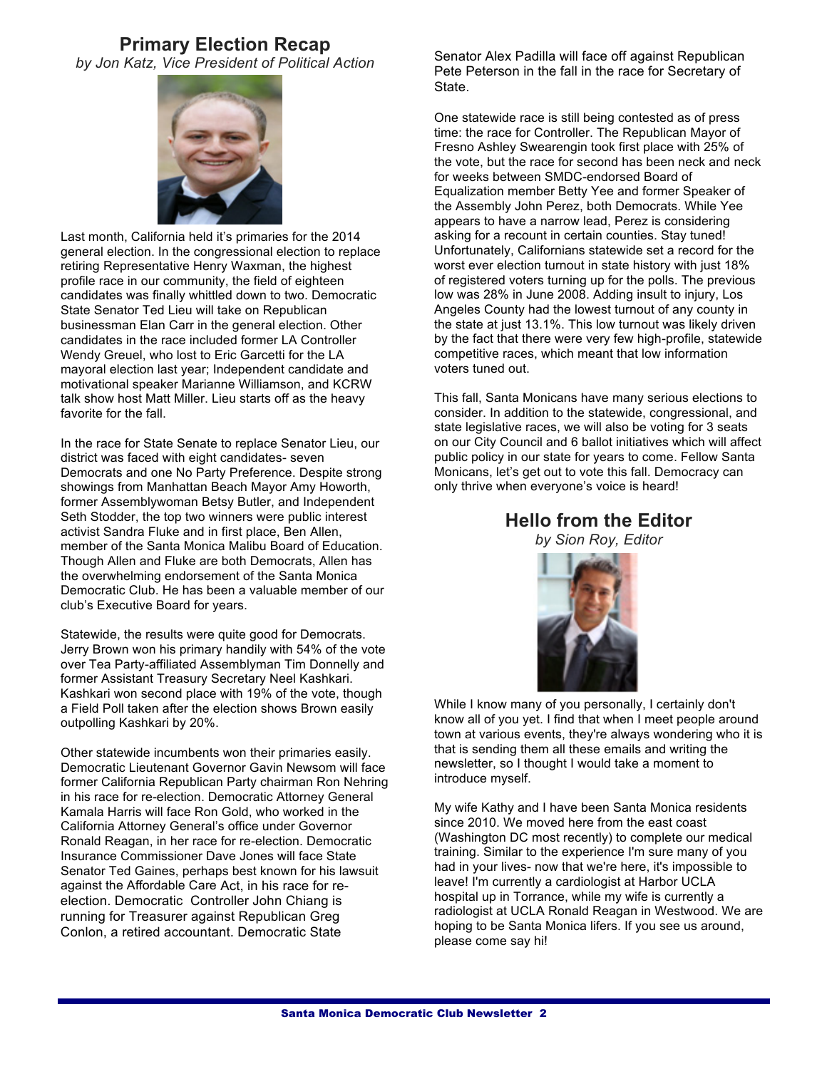## Primary Election Recap

*by Jon Katz, Vice President of Political Action*

Last month, California held it's primaries for the 2014 general election. In the congressional election to replace retiring Representative Henry Waxman, the highest profile race in our community, the field of eighteen candidates was finally whittled down to two. Democratic State Senator Ted Lieu will take on Republican businessman Elan Carr in the general election. Other candidates in the race included former LA Controller Wendy Greuel, who lost to Eric Garcetti for the LA mayoral election last year; Independent candidate and motivational speaker Marianne Williamson, and KCRW talk show host Matt Miller. Lieu starts off as the heavy favorite for the fall.

In the race for State Senate to replace Senator Lieu, our district was faced with eight candidates- seven Democrats and one No Party Preference. Despite strong showings from Manhattan Beach Mayor Amy Howorth, former Assemblywoman Betsy Butler, and Independent Seth Stodder, the top two winners were public interest activist Sandra Fluke and in first place, Ben Allen, member of the Santa Monica Malibu Board of Education. Though Allen and Fluke are both Democrats, Allen has the overwhelming endorsement of the Santa Monica Democratic Club. He has been a valuable member of our club's Executive Board for years.

Statewide, the results were quite good for Democrats. Jerry Brown won his primary handily with 54% of the vote over Tea Party-affiliated Assemblyman Tim Donnelly and former Assistant Treasury Secretary Neel Kashkari. Kashkari won second place with 19% of the vote, though a Field Poll taken after the election shows Brown easily outpolling Kashkari by 20%.

Other statewide incumbents won their primaries easily. Democratic Lieutenant Governor Gavin Newsom will face former California Republican Party chairman Ron Nehring in his race for re-election. Democratic Attorney General Kamala Harris will face Ron Gold, who worked in the California Attorney General's office under Governor Ronald Reagan, in her race for re-election. Democratic Insurance Commissioner Dave Jones will face State Senator Ted Gaines, perhaps best known for his lawsuit against the Affordable Care Act, in his race for re-election. Democratic Controller John Chiang is running for Treasurer against Republican Greg Conlon, a retired accountant. Democratic State Senator Alex Padilla will face off against Republican Pete Peterson in the fall in the race for Secretary of State.

One statewide race is still being contested as of press time: the race for Controller. The Republican Mayor of Fresno Ashley Swearengin took first place with 25% of the vote, but the race for second has been neck and neck for weeks between SMDC-endorsed Board of Equalization member Betty Yee and former Speaker of the Assembly John Perez, both Democrats. While Yee appears to have a narrow lead, Perez is considering asking for a recount in certain counties. Stay tuned! Unfortunately, Californians statewide set a record for the worst ever election turnout in state history with just 18% of registered voters turning up for the polls. The previous low was 28% in June 2008. Adding insult to injury, Los Angeles County had the lowest turnout of any county in the state at just 13.1%. This low turnout was likely driven by the fact that there were very few high-profile, statewide competitive races, which meant that low information voters tuned out.

This fall, Santa Monicans have many serious elections to consider. In addition to the statewide, congressional, and state legislative races, we will also be voting for 3 seats on our City Council and 6 ballot initiatives which will affect public policy in our state for years to come. Fellow Santa Monicans, let's get out to vote this fall. Democracy can only thrive when everyone's voice is heard!

## Hello from the Editor

*by Sion Roy, Editor*

While I know many of you personally, I certainly don't know all of you yet. I find that when I meet people around town at various events, they're always wondering who it is that is sending them all these emails and writing the newsletter, so I thought I would take a moment to introduce myself.

My wife Kathy and I have been Santa Monica residents since 2010. We moved here from the east coast (Washington DC most recently) to complete our medical training. Similar to the experience I'm sure many of you had in your lives- now that we're here, it's impossible to leave! I'm currently a cardiologist at Harbor UCLA hospital up in Torrance, while my wife is currently a radiologist at UCLA Ronald Reagan in Westwood. We are hoping to be Santa Monica lifers. If you see us around, please come say hi!